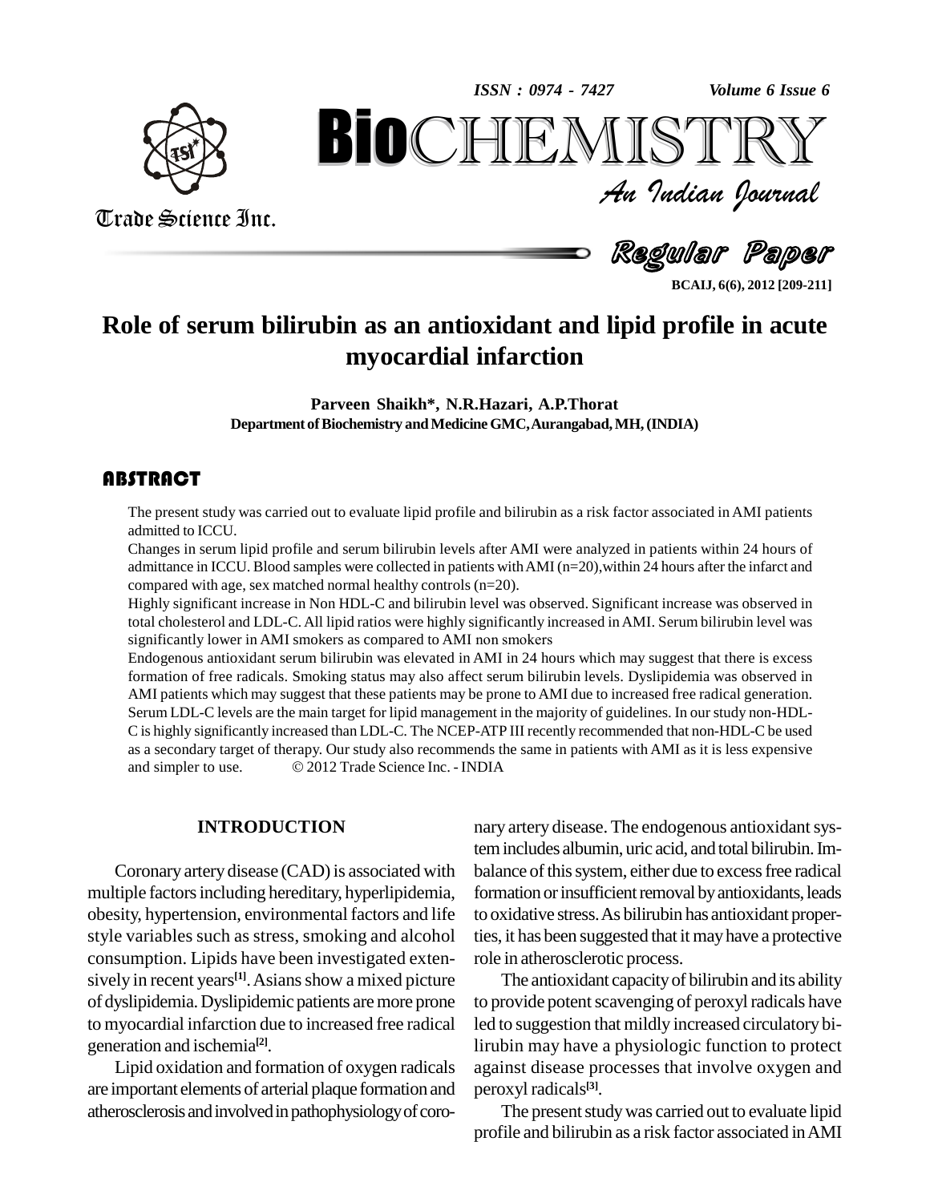# Role of serum bilirubin as an antioxidant and lipid profile in acute myocardial infarction

**Parveen Shaikh*, N.R.Hazari, A.P.Thorat**

**Department of Biochemistry and Medicine GMC, Aurangabad, MH, (INDIA)**

## ABSTRACT

The present study was carried out to evaluate lipid profile and bilirubin as a risk factor associated in AMI patients admitted to ICCU.

Changes in serum lipid profile and serum bilirubin levels after AMI were analyzed in patients within 24 hours of admittance in ICCU. Blood samples were collected in patients with AMI (n=20), within 24 hours after the infarct and compared with age, sex matched normal healthy controls (n=20).

Highly significant increase in Non HDL-C and bilirubin level was observed. Significant increase was observed in total cholesterol and LDL-C. All lipid ratios were highly significantly increased in AMI. Serum bilirubin level was significantly lower in AMI smokers as compared to AMI non smokers

Endogenous antioxidant serum bilirubin was elevated in AMI in 24 hours which may suggest that there is excess formation of free radicals. Smoking status may also affect serum bilirubin levels. Dyslipidemia was observed in AMI patients which may suggest that these patients may be prone to AMI due to increased free radical generation. Serum LDL-C levels are the main target for lipid management in the majority of guidelines. In our study non-HDL-C is highly significantly increased than LDL-C. The NCEP-ATP III recently recommended that non-HDL-C be used as a secondary target of therapy. Our study also recommends the same in patients with AMI as it is less expensive and simpler to use. © 2012 Trade Science Inc. - INDIA

## INTRODUCTION

Coronary artery disease (CAD) is associated with multiple factors including hereditary, hyperlipidemia, obesity, hypertension, environmental factors and life style variables such as stress, smoking and alcohol consumption. Lipids have been investigated extensively in recent years[1]. Asians show a mixed picture of dyslipidemia. Dyslipidemic patients are more prone to myocardial infarction due to increased free radical generation and ischemia[2].

Lipid oxidation and formation of oxygen radicals are important elements of arterial plaque formation and atherosclerosis and involved in pathophysiology of coronary artery disease. The endogenous antioxidant system includes albumin, uric acid, and total bilirubin. Imbalance of this system, either due to excess free radical formation or insufficient removal by antioxidants, leads to oxidative stress. As bilirubin has antioxidant properties, it has been suggested that it may have a protective role in atherosclerotic process.

The antioxidant capacity of bilirubin and its ability to provide potent scavenging of peroxyl radicals have led to suggestion that mildly increased circulatory bilirubin may have a physiologic function to protect against disease processes that involve oxygen and peroxyl radicals[3].

The present study was carried out to evaluate lipid profile and bilirubin as a risk factor associated in AMI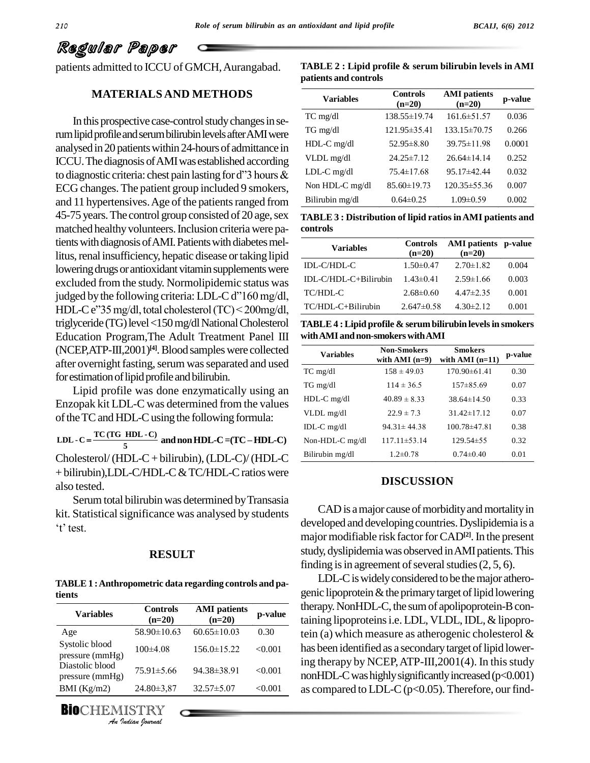patients admitted to ICCU of GMCH, Aurangabad.

## MATERIALS AND METHODS

In this prospective case-control study changes in serum lipid profile and serum bilirubin levels after AMI were analysed in 20 patients within 24-hours of admittance in ICCU. The diagnosis of AMI was established according to diagnostic criteria: chest pain lasting for d"3 hours & ECG changes. The patient group included 9 smokers, and 11 hypertensives. Age of the patients ranged from 45-75 years. The control group consisted of 20 age, sex matched healthy volunteers. Inclusion criteria were patients with diagnosis of AMI. Patients with diabetes mellitus, renal insufficiency, hepatic disease or taking lipid lowering drugs or antioxidant vitamin supplements were excluded from the study. Normolipidemic status was judged by the following criteria: LDL-C d"160 mg/dl, HDL-C e"35 mg/dl, total cholesterol (TC) < 200mg/dl, triglyceride (TG) level <150 mg/dl National Cholesterol Education Program, The Adult Treatment Panel III (NCEP, ATP-III, 2001)[4]. Blood samples were collected after overnight fasting, serum was separated and used for estimation of lipid profile and bilirubin.

Lipid profile was done enzymatically using an Enzopak kit LDL-C was determined from the values of the TC and HDL-C using the following formula:

$$\text{LDL-C} = \frac{\text{TC (TG HDL-C)}}{5} \quad \text{and non HDL-C} = (\text{TC} - \text{HDL-C})$$

Cholesterol/ (HDL-C + bilirubin), (LDL-C)/ (HDL-C + bilirubin), LDL-C/HDL-C & TC/HDL-C ratios were also tested.

Serum total bilirubin was determined by Transasia kit. Statistical significance was analysed by students 't' test.

## RESULT

**TABLE 1 : Anthropometric data regarding controls and patients**

| Variables | Controls (n=20) | AMI patients (n=20) | p-value |
|---|---|---|---|
| Age | 58.90±10.63 | 60.65±10.03 | 0.30 |
| Systolic blood pressure (mmHg) | 100±4.08 | 156.0±15.22 | <0.001 |
| Diastolic blood pressure (mmHg) | 75.91±5.66 | 94.38±38.91 | <0.001 |
| BMI (Kg/m2) | 24.80±3,87 | 32.57±5.07 | <0.001 |

**TABLE 2 : Lipid profile & serum bilirubin levels in AMI patients and controls**

| Variables | Controls (n=20) | AMI patients (n=20) | p-value |
|---|---|---|---|
| TC mg/dl | 138.55±19.74 | 161.6±51.57 | 0.036 |
| TG mg/dl | 121.95±35.41 | 133.15±70.75 | 0.266 |
| HDL-C mg/dl | 52.95±8.80 | 39.75±11.98 | 0.0001 |
| VLDL mg/dl | 24.25±7.12 | 26.64±14.14 | 0.252 |
| LDL-C mg/dl | 75.4±17.68 | 95.17±42.44 | 0.032 |
| Non HDL-C mg/dl | 85.60±19.73 | 120.35±55.36 | 0.007 |
| Bilirubin mg/dl | 0.64±0.25 | 1.09±0.59 | 0.002 |

**TABLE 3 : Distribution of lipid ratios in AMI patients and controls**

| Variables | Controls (n=20) | AMI patients (n=20) | p-value |
|---|---|---|---|
| IDL-C/HDL-C | 1.50±0.47 | 2.70±1.82 | 0.004 |
| IDL-C/HDL-C+Bilirubin | 1.43±0.41 | 2.59±1.66 | 0.003 |
| TC/HDL-C | 2.68±0.60 | 4.47±2.35 | 0.001 |
| TC/HDL-C+Bilirubin | 2.647±0.58 | 4.30±2.12 | 0.001 |

**TABLE 4 : Lipid profile & serum bilirubin levels in smokers with AMI and non-smokers with AMI**

| Variables | Non-Smokers with AMI (n=9) | Smokers with AMI (n=11) | p-value |
|---|---|---|---|
| TC mg/dl | 158 ± 49.03 | 170.90±61.41 | 0.30 |
| TG mg/dl | 114 ± 36.5 | 157±85.69 | 0.07 |
| HDL-C mg/dl | 40.89 ± 8.33 | 38.64±14.50 | 0.33 |
| VLDL mg/dl | 22.9 ± 7.3 | 31.42±17.12 | 0.07 |
| IDL-C mg/dl | 94.31± 44.38 | 100.78±47.81 | 0.38 |
| Non-HDL-C mg/dl | 117.11±53.14 | 129.54±55 | 0.32 |
| Bilirubin mg/dl | 1.2±0.78 | 0.74±0.40 | 0.01 |

## DISCUSSION

CAD is a major cause of morbidity and mortality in developed and developing countries. Dyslipidemia is a major modifiable risk factor for CAD[2]. In the present study, dyslipidemia was observed in AMI patients. This finding is in agreement of several studies (2, 5, 6).

LDL-C is widely considered to be the major atherogenic lipoprotein & the primary target of lipid lowering therapy. NonHDL-C, the sum of apolipoprotein-B containing lipoproteins i.e. LDL, VLDL, IDL, & lipoprotein (a) which measure as atherogenic cholesterol & has been identified as a secondary target of lipid lowering therapy by NCEP, ATP-III, 2001(4). In this study nonHDL-C was highly significantly increased ($p<0.001$) as compared to LDL-C ($p<0.05$). Therefore, our find-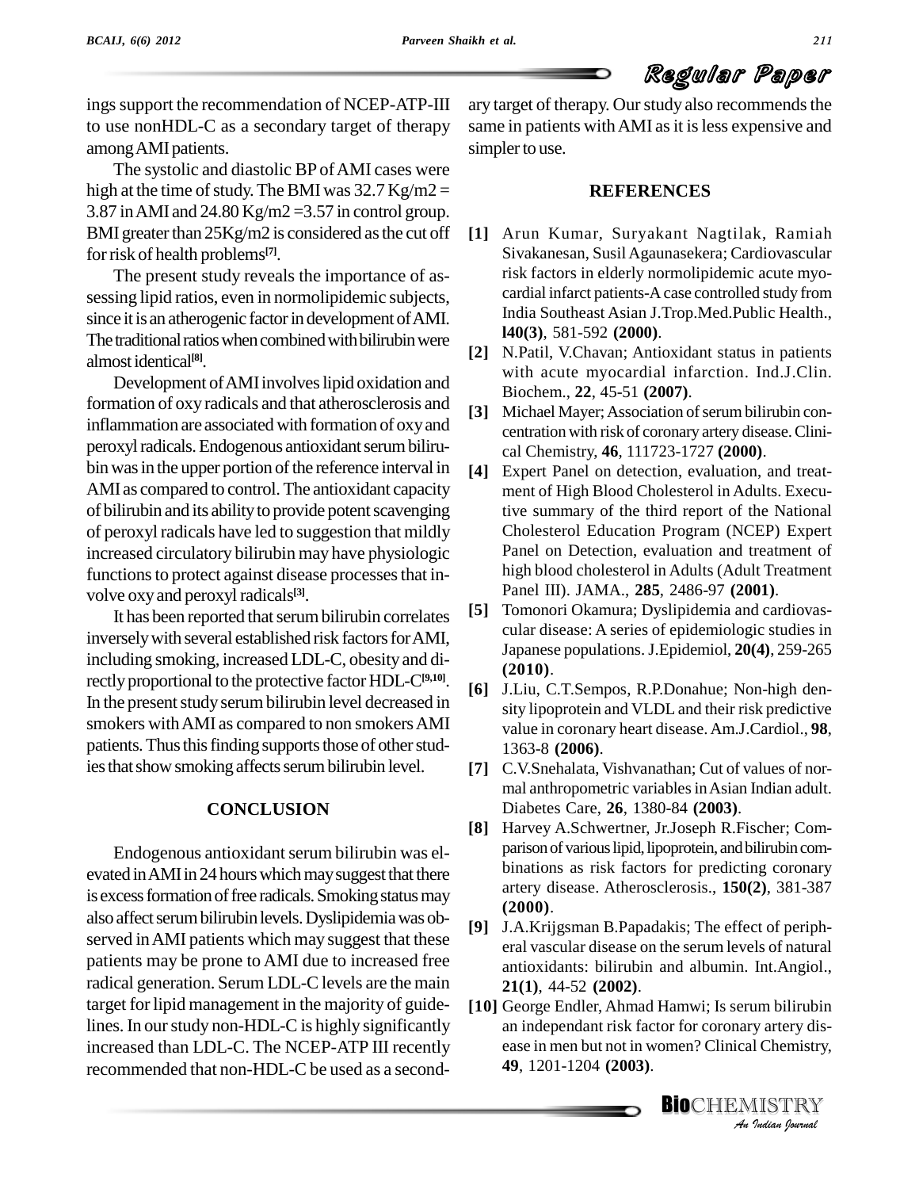ings support the recommendation of NCEP-ATP-III to use nonHDL-C as a secondary target of therapy among AMI patients.

The systolic and diastolic BP of AMI cases were high at the time of study. The BMI was 32.7 Kg/m2 = 3.87 in AMI and 24.80 Kg/m2 =3.57 in control group. BMI greater than 25Kg/m2 is considered as the cut off for risk of health problems[7].

The present study reveals the importance of assessing lipid ratios, even in normolipidemic subjects, since it is an atherogenic factor in development of AMI. The traditional ratios when combined with bilirubin were almost identical[8].

Development of AMI involves lipid oxidation and formation of oxy radicals and that atherosclerosis and inflammation are associated with formation of oxy and peroxyl radicals. Endogenous antioxidant serum bilirubin was in the upper portion of the reference interval in AMI as compared to control. The antioxidant capacity of bilirubin and its ability to provide potent scavenging of peroxyl radicals have led to suggestion that mildly increased circulatory bilirubin may have physiologic functions to protect against disease processes that involve oxy and peroxyl radicals[3].

It has been reported that serum bilirubin correlates inversely with several established risk factors for AMI, including smoking, increased LDL-C, obesity and directly proportional to the protective factor HDL-C[9,10]. In the present study serum bilirubin level decreased in smokers with AMI as compared to non smokers AMI patients. Thus this finding supports those of other studies that show smoking affects serum bilirubin level.

## CONCLUSION

Endogenous antioxidant serum bilirubin was elevated in AMI in 24 hours which may suggest that there is excess formation of free radicals. Smoking status may also affect serum bilirubin levels. Dyslipidemia was observed in AMI patients which may suggest that these patients may be prone to AMI due to increased free radical generation. Serum LDL-C levels are the main target for lipid management in the majority of guidelines. In our study non-HDL-C is highly significantly increased than LDL-C. The NCEP-ATP III recently recommended that non-HDL-C be used as a secondary target of therapy. Our study also recommends the same in patients with AMI as it is less expensive and simpler to use.

## REFERENCES

**[1]** Arun Kumar, Suryakant Nagtilak, Ramiah Sivakanesan, Susil Agaunasekera; Cardiovascular risk factors in elderly normolipidemic acute myocardial infarct patients-A case controlled study from India Southeast Asian J.Trop.Med.Public Health., **l40(3)**, 581-592 **(2000)**.

**[2]** N.Patil, V.Chavan; Antioxidant status in patients with acute myocardial infarction. Ind.J.Clin. Biochem., **22**, 45-51 **(2007)**.

**[3]** Michael Mayer; Association of serum bilirubin concentration with risk of coronary artery disease. Clinical Chemistry, **46**, 111723-1727 **(2000)**.

**[4]** Expert Panel on detection, evaluation, and treatment of High Blood Cholesterol in Adults. Executive summary of the third report of the National Cholesterol Education Program (NCEP) Expert Panel on Detection, evaluation and treatment of high blood cholesterol in Adults (Adult Treatment Panel III). JAMA., **285**, 2486-97 **(2001)**.

**[5]** Tomonori Okamura; Dyslipidemia and cardiovascular disease: A series of epidemiologic studies in Japanese populations. J.Epidemiol, **20(4)**, 259-265 **(2010)**.

**[6]** J.Liu, C.T.Sempos, R.P.Donahue; Non-high density lipoprotein and VLDL and their risk predictive value in coronary heart disease. Am.J.Cardiol., **98**, 1363-8 **(2006)**.

**[7]** C.V.Snehalata, Vishvanathan; Cut of values of normal anthropometric variables in Asian Indian adult. Diabetes Care, **26**, 1380-84 **(2003)**.

**[8]** Harvey A.Schwertner, Jr.Joseph R.Fischer; Comparison of various lipid, lipoprotein, and bilirubin combinations as risk factors for predicting coronary artery disease. Atherosclerosis., **150(2)**, 381-387 **(2000)**.

**[9]** J.A.Krijgsman B.Papadakis; The effect of peripheral vascular disease on the serum levels of natural antioxidants: bilirubin and albumin. Int.Angiol., **21(1)**, 44-52 **(2002)**.

**[10]** George Endler, Ahmad Hamwi; Is serum bilirubin an independant risk factor for coronary artery disease in men but not in women? Clinical Chemistry, **49**, 1201-1204 **(2003)**.